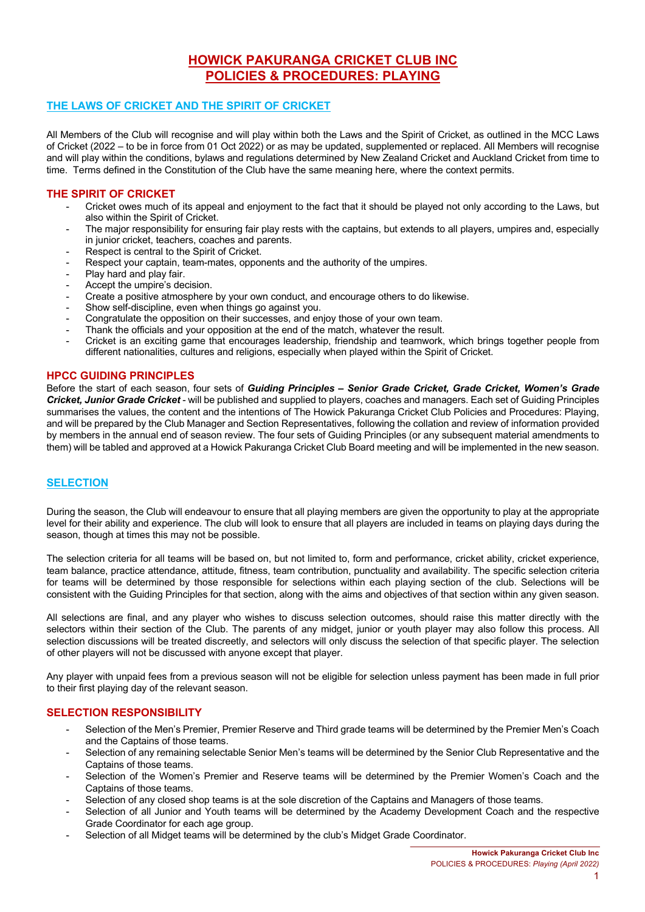# HOWICK PAKURANGA CRICKET CLUB INC
# POLICIES & PROCEDURES: PLAYING

## THE LAWS OF CRICKET AND THE SPIRIT OF CRICKET

All Members of the Club will recognise and will play within both the Laws and the Spirit of Cricket, as outlined in the MCC Laws of Cricket (2022 – to be in force from 01 Oct 2022) or as may be updated, supplemented or replaced. All Members will recognise and will play within the conditions, bylaws and regulations determined by New Zealand Cricket and Auckland Cricket from time to time. Terms defined in the Constitution of the Club have the same meaning here, where the context permits.

### THE SPIRIT OF CRICKET

- Cricket owes much of its appeal and enjoyment to the fact that it should be played not only according to the Laws, but also within the Spirit of Cricket.
- The major responsibility for ensuring fair play rests with the captains, but extends to all players, umpires and, especially in junior cricket, teachers, coaches and parents.
- Respect is central to the Spirit of Cricket.
- Respect your captain, team-mates, opponents and the authority of the umpires.
- Play hard and play fair.
- Accept the umpire's decision.
- Create a positive atmosphere by your own conduct, and encourage others to do likewise.
- Show self-discipline, even when things go against you.
- Congratulate the opposition on their successes, and enjoy those of your own team.
- Thank the officials and your opposition at the end of the match, whatever the result.
- Cricket is an exciting game that encourages leadership, friendship and teamwork, which brings together people from different nationalities, cultures and religions, especially when played within the Spirit of Cricket.

### HPCC GUIDING PRINCIPLES

Before the start of each season, four sets of ***Guiding Principles – Senior Grade Cricket, Grade Cricket, Women's Grade Cricket, Junior Grade Cricket*** - will be published and supplied to players, coaches and managers. Each set of Guiding Principles summarises the values, the content and the intentions of The Howick Pakuranga Cricket Club Policies and Procedures: Playing, and will be prepared by the Club Manager and Section Representatives, following the collation and review of information provided by members in the annual end of season review. The four sets of Guiding Principles (or any subsequent material amendments to them) will be tabled and approved at a Howick Pakuranga Cricket Club Board meeting and will be implemented in the new season.

## SELECTION

During the season, the Club will endeavour to ensure that all playing members are given the opportunity to play at the appropriate level for their ability and experience. The club will look to ensure that all players are included in teams on playing days during the season, though at times this may not be possible.

The selection criteria for all teams will be based on, but not limited to, form and performance, cricket ability, cricket experience, team balance, practice attendance, attitude, fitness, team contribution, punctuality and availability. The specific selection criteria for teams will be determined by those responsible for selections within each playing section of the club. Selections will be consistent with the Guiding Principles for that section, along with the aims and objectives of that section within any given season.

All selections are final, and any player who wishes to discuss selection outcomes, should raise this matter directly with the selectors within their section of the Club. The parents of any midget, junior or youth player may also follow this process. All selection discussions will be treated discreetly, and selectors will only discuss the selection of that specific player. The selection of other players will not be discussed with anyone except that player.

Any player with unpaid fees from a previous season will not be eligible for selection unless payment has been made in full prior to their first playing day of the relevant season.

### SELECTION RESPONSIBILITY

- Selection of the Men's Premier, Premier Reserve and Third grade teams will be determined by the Premier Men's Coach and the Captains of those teams.
- Selection of any remaining selectable Senior Men's teams will be determined by the Senior Club Representative and the Captains of those teams.
- Selection of the Women's Premier and Reserve teams will be determined by the Premier Women's Coach and the Captains of those teams.
- Selection of any closed shop teams is at the sole discretion of the Captains and Managers of those teams.
- Selection of all Junior and Youth teams will be determined by the Academy Development Coach and the respective Grade Coordinator for each age group.
- Selection of all Midget teams will be determined by the club's Midget Grade Coordinator.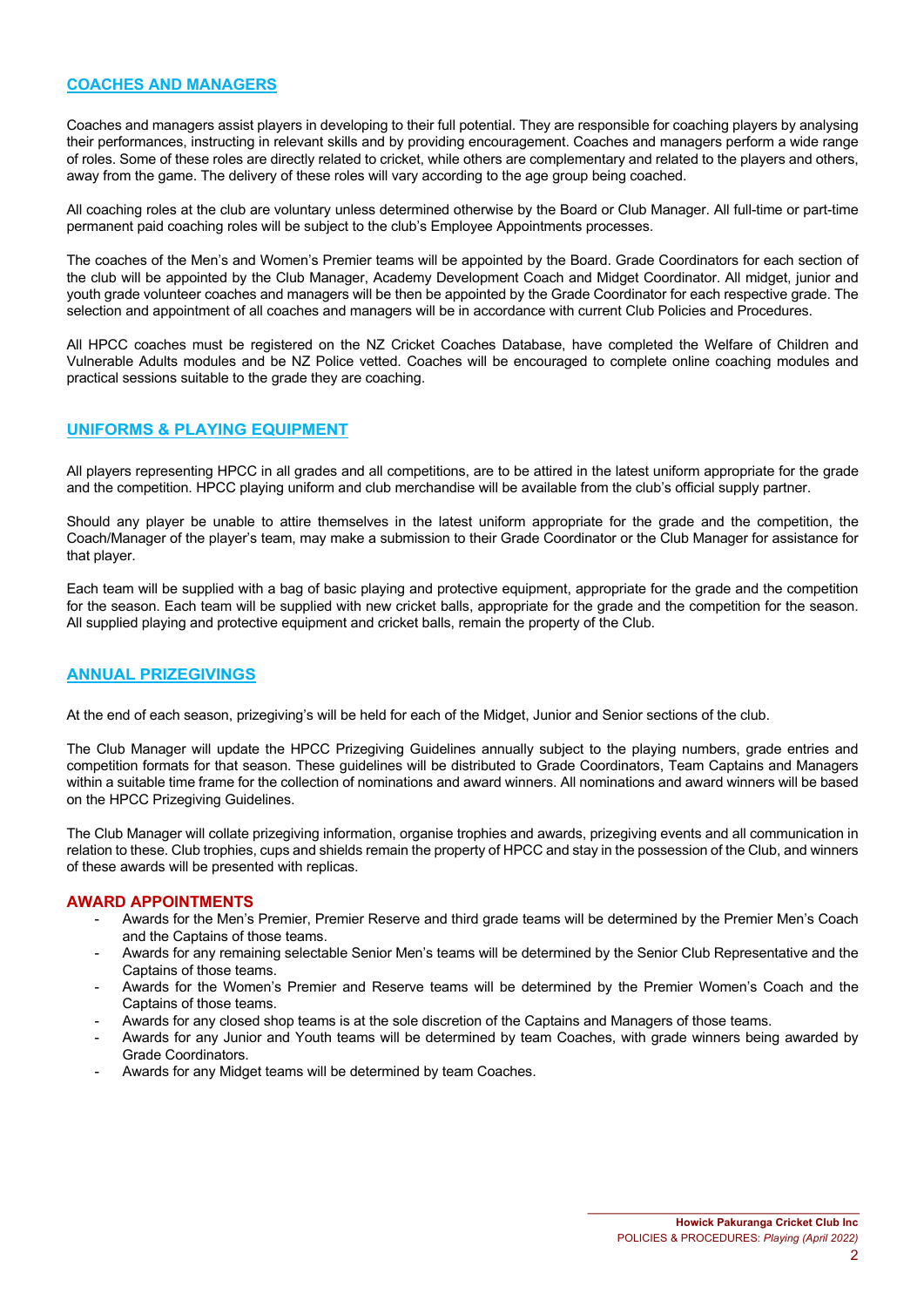## COACHES AND MANAGERS

Coaches and managers assist players in developing to their full potential. They are responsible for coaching players by analysing their performances, instructing in relevant skills and by providing encouragement. Coaches and managers perform a wide range of roles. Some of these roles are directly related to cricket, while others are complementary and related to the players and others, away from the game. The delivery of these roles will vary according to the age group being coached.

All coaching roles at the club are voluntary unless determined otherwise by the Board or Club Manager. All full-time or part-time permanent paid coaching roles will be subject to the club's Employee Appointments processes.

The coaches of the Men's and Women's Premier teams will be appointed by the Board. Grade Coordinators for each section of the club will be appointed by the Club Manager, Academy Development Coach and Midget Coordinator. All midget, junior and youth grade volunteer coaches and managers will be then be appointed by the Grade Coordinator for each respective grade. The selection and appointment of all coaches and managers will be in accordance with current Club Policies and Procedures.

All HPCC coaches must be registered on the NZ Cricket Coaches Database, have completed the Welfare of Children and Vulnerable Adults modules and be NZ Police vetted. Coaches will be encouraged to complete online coaching modules and practical sessions suitable to the grade they are coaching.

## UNIFORMS & PLAYING EQUIPMENT

All players representing HPCC in all grades and all competitions, are to be attired in the latest uniform appropriate for the grade and the competition. HPCC playing uniform and club merchandise will be available from the club's official supply partner.

Should any player be unable to attire themselves in the latest uniform appropriate for the grade and the competition, the Coach/Manager of the player's team, may make a submission to their Grade Coordinator or the Club Manager for assistance for that player.

Each team will be supplied with a bag of basic playing and protective equipment, appropriate for the grade and the competition for the season. Each team will be supplied with new cricket balls, appropriate for the grade and the competition for the season. All supplied playing and protective equipment and cricket balls, remain the property of the Club.

## ANNUAL PRIZEGIVINGS

At the end of each season, prizegiving's will be held for each of the Midget, Junior and Senior sections of the club.

The Club Manager will update the HPCC Prizegiving Guidelines annually subject to the playing numbers, grade entries and competition formats for that season. These guidelines will be distributed to Grade Coordinators, Team Captains and Managers within a suitable time frame for the collection of nominations and award winners. All nominations and award winners will be based on the HPCC Prizegiving Guidelines.

The Club Manager will collate prizegiving information, organise trophies and awards, prizegiving events and all communication in relation to these. Club trophies, cups and shields remain the property of HPCC and stay in the possession of the Club, and winners of these awards will be presented with replicas.

### AWARD APPOINTMENTS

- Awards for the Men's Premier, Premier Reserve and third grade teams will be determined by the Premier Men's Coach and the Captains of those teams.
- Awards for any remaining selectable Senior Men's teams will be determined by the Senior Club Representative and the Captains of those teams.
- Awards for the Women's Premier and Reserve teams will be determined by the Premier Women's Coach and the Captains of those teams.
- Awards for any closed shop teams is at the sole discretion of the Captains and Managers of those teams.
- Awards for any Junior and Youth teams will be determined by team Coaches, with grade winners being awarded by Grade Coordinators.
- Awards for any Midget teams will be determined by team Coaches.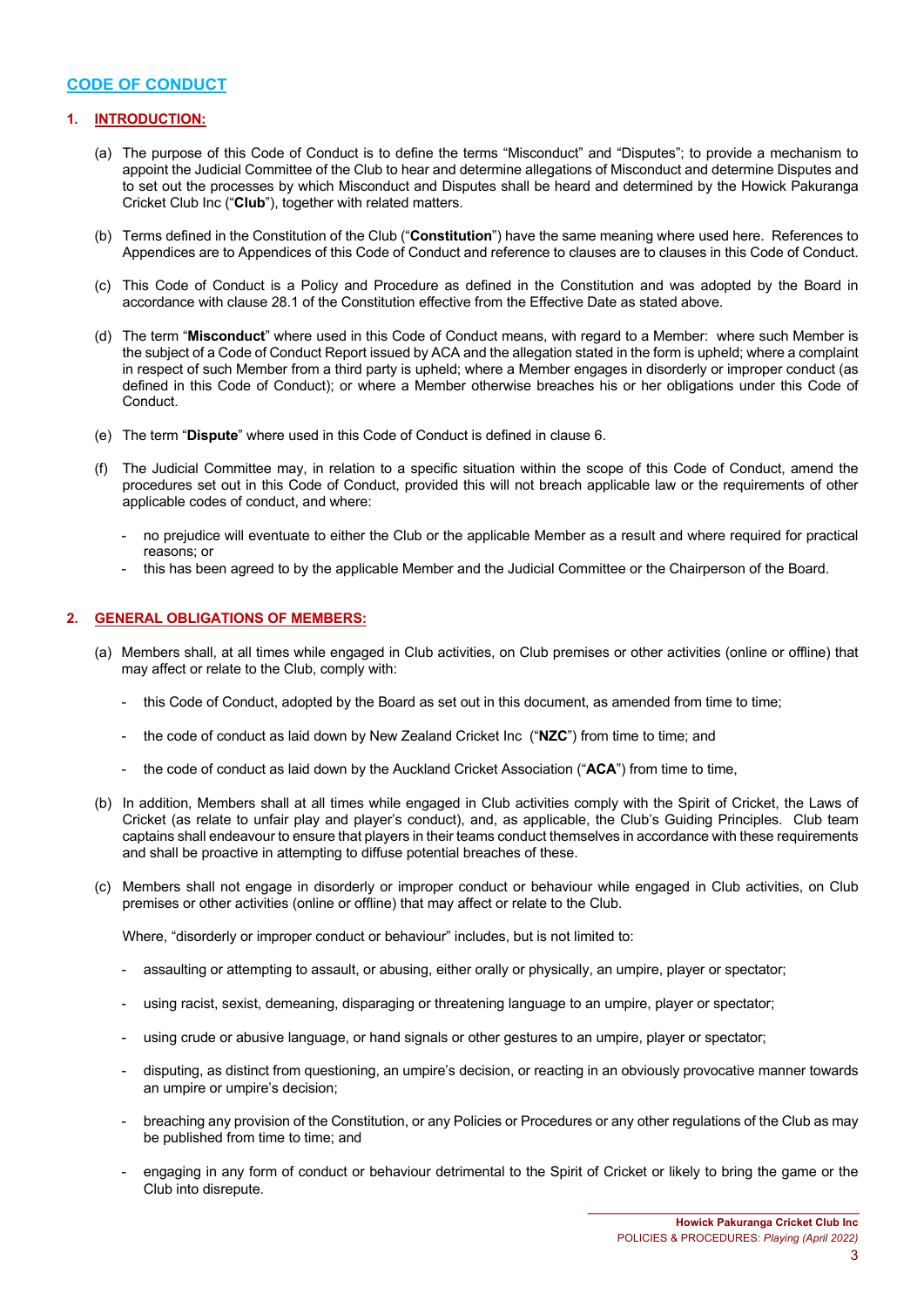# CODE OF CONDUCT

## 1. INTRODUCTION:

(a) The purpose of this Code of Conduct is to define the terms "Misconduct" and "Disputes"; to provide a mechanism to appoint the Judicial Committee of the Club to hear and determine allegations of Misconduct and determine Disputes and to set out the processes by which Misconduct and Disputes shall be heard and determined by the Howick Pakuranga Cricket Club Inc ("**Club**"), together with related matters.

(b) Terms defined in the Constitution of the Club ("**Constitution**") have the same meaning where used here. References to Appendices are to Appendices of this Code of Conduct and reference to clauses are to clauses in this Code of Conduct.

(c) This Code of Conduct is a Policy and Procedure as defined in the Constitution and was adopted by the Board in accordance with clause 28.1 of the Constitution effective from the Effective Date as stated above.

(d) The term "**Misconduct**" where used in this Code of Conduct means, with regard to a Member: where such Member is the subject of a Code of Conduct Report issued by ACA and the allegation stated in the form is upheld; where a complaint in respect of such Member from a third party is upheld; where a Member engages in disorderly or improper conduct (as defined in this Code of Conduct); or where a Member otherwise breaches his or her obligations under this Code of Conduct.

(e) The term "**Dispute**" where used in this Code of Conduct is defined in clause 6.

(f) The Judicial Committee may, in relation to a specific situation within the scope of this Code of Conduct, amend the procedures set out in this Code of Conduct, provided this will not breach applicable law or the requirements of other applicable codes of conduct, and where:

- no prejudice will eventuate to either the Club or the applicable Member as a result and where required for practical reasons; or
- this has been agreed to by the applicable Member and the Judicial Committee or the Chairperson of the Board.

## 2. GENERAL OBLIGATIONS OF MEMBERS:

(a) Members shall, at all times while engaged in Club activities, on Club premises or other activities (online or offline) that may affect or relate to the Club, comply with:

- this Code of Conduct, adopted by the Board as set out in this document, as amended from time to time;
- the code of conduct as laid down by New Zealand Cricket Inc ("**NZC**") from time to time; and
- the code of conduct as laid down by the Auckland Cricket Association ("**ACA**") from time to time,

(b) In addition, Members shall at all times while engaged in Club activities comply with the Spirit of Cricket, the Laws of Cricket (as relate to unfair play and player's conduct), and, as applicable, the Club's Guiding Principles. Club team captains shall endeavour to ensure that players in their teams conduct themselves in accordance with these requirements and shall be proactive in attempting to diffuse potential breaches of these.

(c) Members shall not engage in disorderly or improper conduct or behaviour while engaged in Club activities, on Club premises or other activities (online or offline) that may affect or relate to the Club.

Where, "disorderly or improper conduct or behaviour" includes, but is not limited to:

- assaulting or attempting to assault, or abusing, either orally or physically, an umpire, player or spectator;
- using racist, sexist, demeaning, disparaging or threatening language to an umpire, player or spectator;
- using crude or abusive language, or hand signals or other gestures to an umpire, player or spectator;
- disputing, as distinct from questioning, an umpire's decision, or reacting in an obviously provocative manner towards an umpire or umpire's decision;
- breaching any provision of the Constitution, or any Policies or Procedures or any other regulations of the Club as may be published from time to time; and
- engaging in any form of conduct or behaviour detrimental to the Spirit of Cricket or likely to bring the game or the Club into disrepute.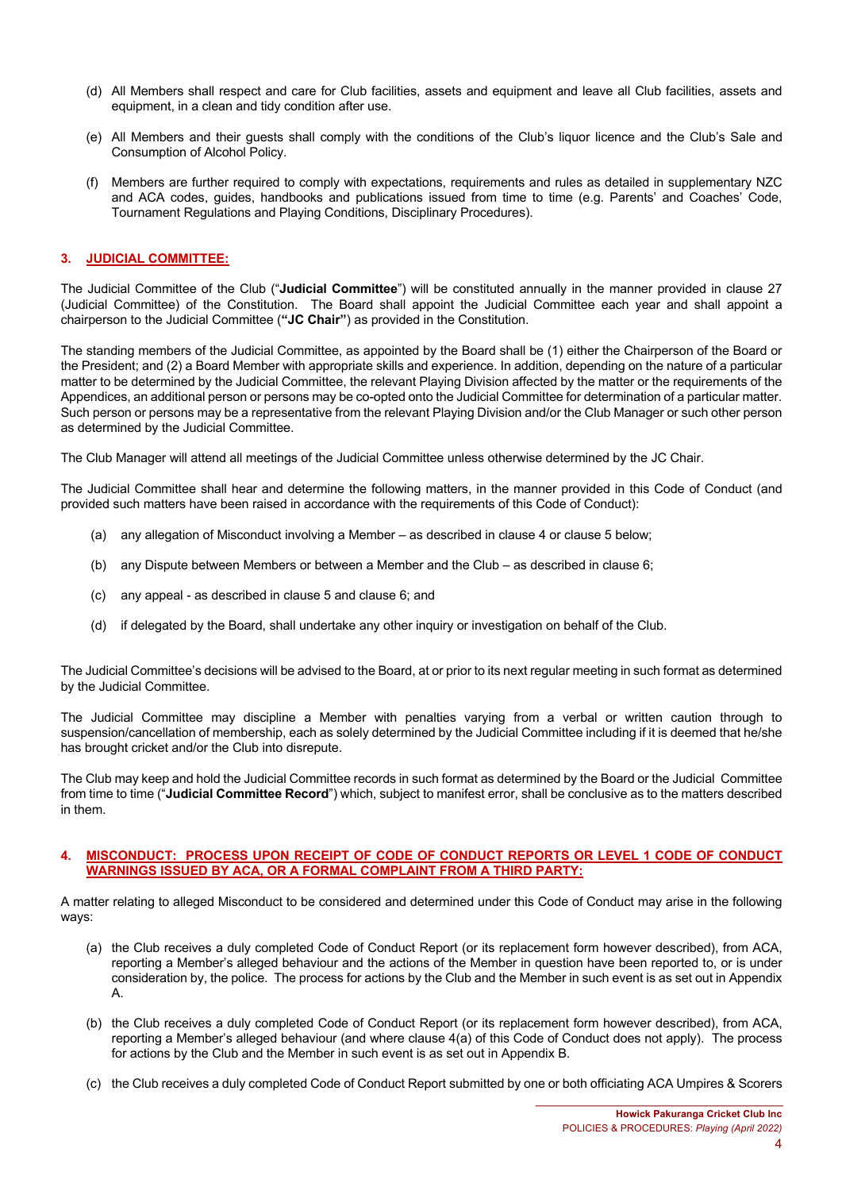(d) All Members shall respect and care for Club facilities, assets and equipment and leave all Club facilities, assets and equipment, in a clean and tidy condition after use.

(e) All Members and their guests shall comply with the conditions of the Club's liquor licence and the Club's Sale and Consumption of Alcohol Policy.

(f) Members are further required to comply with expectations, requirements and rules as detailed in supplementary NZC and ACA codes, guides, handbooks and publications issued from time to time (e.g. Parents' and Coaches' Code, Tournament Regulations and Playing Conditions, Disciplinary Procedures).

## 3. JUDICIAL COMMITTEE:

The Judicial Committee of the Club ("**Judicial Committee**") will be constituted annually in the manner provided in clause 27 (Judicial Committee) of the Constitution. The Board shall appoint the Judicial Committee each year and shall appoint a chairperson to the Judicial Committee (**"JC Chair"**) as provided in the Constitution.

The standing members of the Judicial Committee, as appointed by the Board shall be (1) either the Chairperson of the Board or the President; and (2) a Board Member with appropriate skills and experience. In addition, depending on the nature of a particular matter to be determined by the Judicial Committee, the relevant Playing Division affected by the matter or the requirements of the Appendices, an additional person or persons may be co-opted onto the Judicial Committee for determination of a particular matter. Such person or persons may be a representative from the relevant Playing Division and/or the Club Manager or such other person as determined by the Judicial Committee.

The Club Manager will attend all meetings of the Judicial Committee unless otherwise determined by the JC Chair.

The Judicial Committee shall hear and determine the following matters, in the manner provided in this Code of Conduct (and provided such matters have been raised in accordance with the requirements of this Code of Conduct):

(a) any allegation of Misconduct involving a Member – as described in clause 4 or clause 5 below;

(b) any Dispute between Members or between a Member and the Club – as described in clause 6;

(c) any appeal - as described in clause 5 and clause 6; and

(d) if delegated by the Board, shall undertake any other inquiry or investigation on behalf of the Club.

The Judicial Committee's decisions will be advised to the Board, at or prior to its next regular meeting in such format as determined by the Judicial Committee.

The Judicial Committee may discipline a Member with penalties varying from a verbal or written caution through to suspension/cancellation of membership, each as solely determined by the Judicial Committee including if it is deemed that he/she has brought cricket and/or the Club into disrepute.

The Club may keep and hold the Judicial Committee records in such format as determined by the Board or the Judicial Committee from time to time ("**Judicial Committee Record**") which, subject to manifest error, shall be conclusive as to the matters described in them.

## 4. MISCONDUCT: PROCESS UPON RECEIPT OF CODE OF CONDUCT REPORTS OR LEVEL 1 CODE OF CONDUCT WARNINGS ISSUED BY ACA, OR A FORMAL COMPLAINT FROM A THIRD PARTY:

A matter relating to alleged Misconduct to be considered and determined under this Code of Conduct may arise in the following ways:

(a) the Club receives a duly completed Code of Conduct Report (or its replacement form however described), from ACA, reporting a Member's alleged behaviour and the actions of the Member in question have been reported to, or is under consideration by, the police. The process for actions by the Club and the Member in such event is as set out in Appendix A.

(b) the Club receives a duly completed Code of Conduct Report (or its replacement form however described), from ACA, reporting a Member's alleged behaviour (and where clause 4(a) of this Code of Conduct does not apply). The process for actions by the Club and the Member in such event is as set out in Appendix B.

(c) the Club receives a duly completed Code of Conduct Report submitted by one or both officiating ACA Umpires & Scorers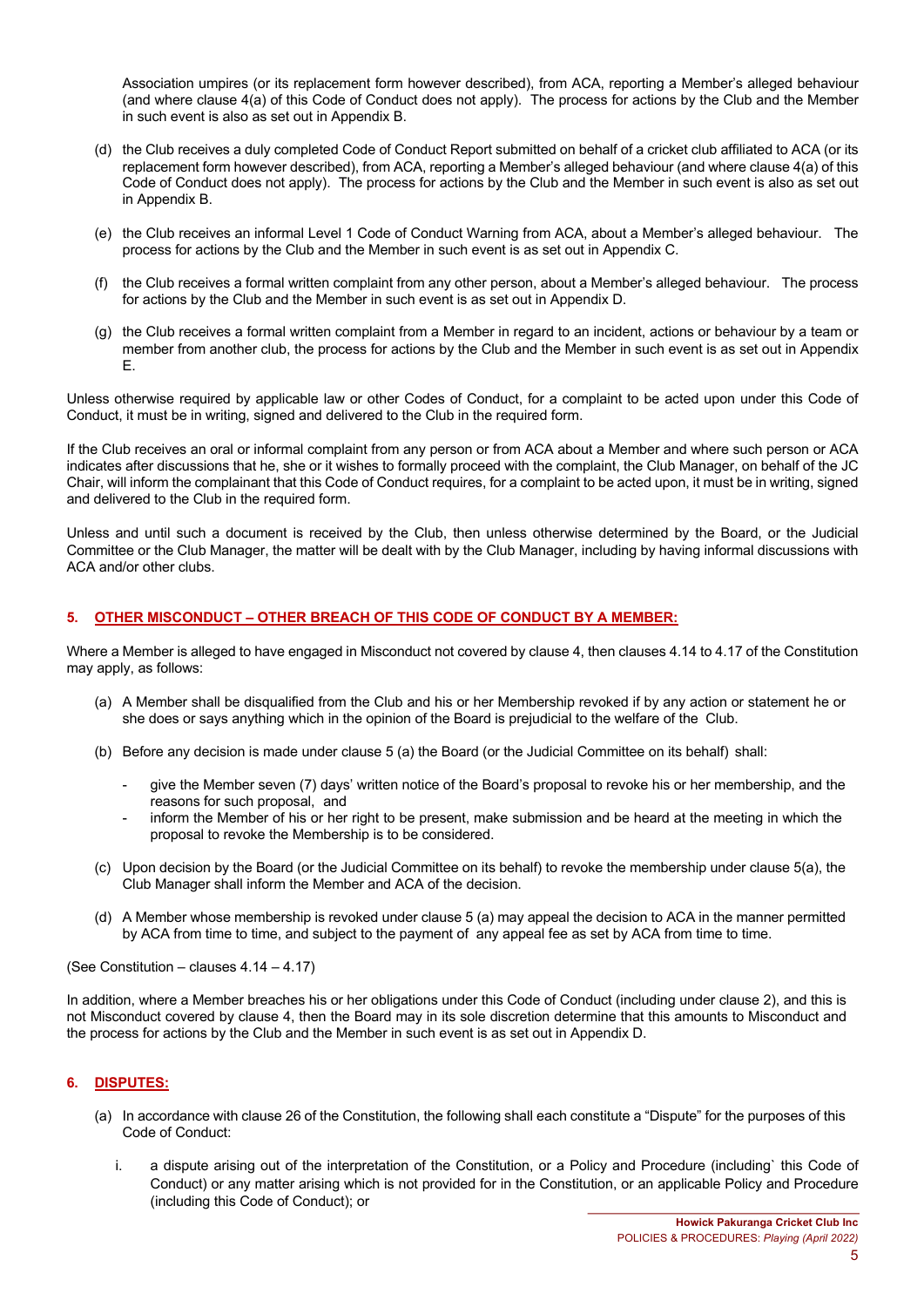Association umpires (or its replacement form however described), from ACA, reporting a Member's alleged behaviour (and where clause 4(a) of this Code of Conduct does not apply). The process for actions by the Club and the Member in such event is also as set out in Appendix B.

(d) the Club receives a duly completed Code of Conduct Report submitted on behalf of a cricket club affiliated to ACA (or its replacement form however described), from ACA, reporting a Member's alleged behaviour (and where clause 4(a) of this Code of Conduct does not apply). The process for actions by the Club and the Member in such event is also as set out in Appendix B.

(e) the Club receives an informal Level 1 Code of Conduct Warning from ACA, about a Member's alleged behaviour. The process for actions by the Club and the Member in such event is as set out in Appendix C.

(f) the Club receives a formal written complaint from any other person, about a Member's alleged behaviour. The process for actions by the Club and the Member in such event is as set out in Appendix D.

(g) the Club receives a formal written complaint from a Member in regard to an incident, actions or behaviour by a team or member from another club, the process for actions by the Club and the Member in such event is as set out in Appendix E.

Unless otherwise required by applicable law or other Codes of Conduct, for a complaint to be acted upon under this Code of Conduct, it must be in writing, signed and delivered to the Club in the required form.

If the Club receives an oral or informal complaint from any person or from ACA about a Member and where such person or ACA indicates after discussions that he, she or it wishes to formally proceed with the complaint, the Club Manager, on behalf of the JC Chair, will inform the complainant that this Code of Conduct requires, for a complaint to be acted upon, it must be in writing, signed and delivered to the Club in the required form.

Unless and until such a document is received by the Club, then unless otherwise determined by the Board, or the Judicial Committee or the Club Manager, the matter will be dealt with by the Club Manager, including by having informal discussions with ACA and/or other clubs.

## 5. OTHER MISCONDUCT – OTHER BREACH OF THIS CODE OF CONDUCT BY A MEMBER:

Where a Member is alleged to have engaged in Misconduct not covered by clause 4, then clauses 4.14 to 4.17 of the Constitution may apply, as follows:

(a) A Member shall be disqualified from the Club and his or her Membership revoked if by any action or statement he or she does or says anything which in the opinion of the Board is prejudicial to the welfare of the Club.

(b) Before any decision is made under clause 5 (a) the Board (or the Judicial Committee on its behalf) shall:

- give the Member seven (7) days' written notice of the Board's proposal to revoke his or her membership, and the reasons for such proposal, and
- inform the Member of his or her right to be present, make submission and be heard at the meeting in which the proposal to revoke the Membership is to be considered.

(c) Upon decision by the Board (or the Judicial Committee on its behalf) to revoke the membership under clause 5(a), the Club Manager shall inform the Member and ACA of the decision.

(d) A Member whose membership is revoked under clause 5 (a) may appeal the decision to ACA in the manner permitted by ACA from time to time, and subject to the payment of any appeal fee as set by ACA from time to time.

(See Constitution – clauses 4.14 – 4.17)

In addition, where a Member breaches his or her obligations under this Code of Conduct (including under clause 2), and this is not Misconduct covered by clause 4, then the Board may in its sole discretion determine that this amounts to Misconduct and the process for actions by the Club and the Member in such event is as set out in Appendix D.

## 6. DISPUTES:

(a) In accordance with clause 26 of the Constitution, the following shall each constitute a "Dispute" for the purposes of this Code of Conduct:

i. a dispute arising out of the interpretation of the Constitution, or a Policy and Procedure (including` this Code of Conduct) or any matter arising which is not provided for in the Constitution, or an applicable Policy and Procedure (including this Code of Conduct); or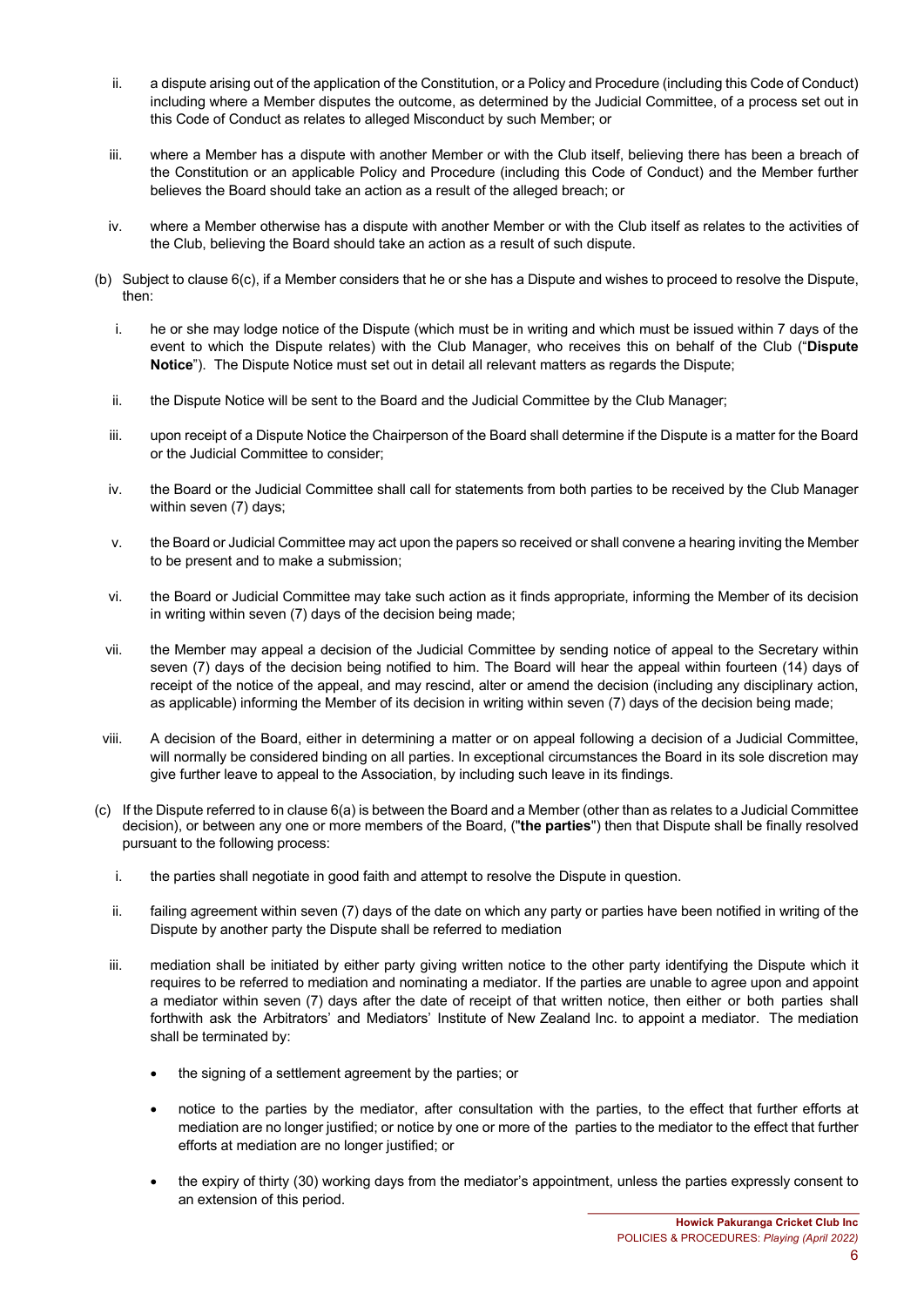ii. a dispute arising out of the application of the Constitution, or a Policy and Procedure (including this Code of Conduct) including where a Member disputes the outcome, as determined by the Judicial Committee, of a process set out in this Code of Conduct as relates to alleged Misconduct by such Member; or

iii. where a Member has a dispute with another Member or with the Club itself, believing there has been a breach of the Constitution or an applicable Policy and Procedure (including this Code of Conduct) and the Member further believes the Board should take an action as a result of the alleged breach; or

iv. where a Member otherwise has a dispute with another Member or with the Club itself as relates to the activities of the Club, believing the Board should take an action as a result of such dispute.

(b) Subject to clause 6(c), if a Member considers that he or she has a Dispute and wishes to proceed to resolve the Dispute, then:

i. he or she may lodge notice of the Dispute (which must be in writing and which must be issued within 7 days of the event to which the Dispute relates) with the Club Manager, who receives this on behalf of the Club ("**Dispute Notice**"). The Dispute Notice must set out in detail all relevant matters as regards the Dispute;

ii. the Dispute Notice will be sent to the Board and the Judicial Committee by the Club Manager;

iii. upon receipt of a Dispute Notice the Chairperson of the Board shall determine if the Dispute is a matter for the Board or the Judicial Committee to consider;

iv. the Board or the Judicial Committee shall call for statements from both parties to be received by the Club Manager within seven (7) days;

v. the Board or Judicial Committee may act upon the papers so received or shall convene a hearing inviting the Member to be present and to make a submission;

vi. the Board or Judicial Committee may take such action as it finds appropriate, informing the Member of its decision in writing within seven (7) days of the decision being made;

vii. the Member may appeal a decision of the Judicial Committee by sending notice of appeal to the Secretary within seven (7) days of the decision being notified to him. The Board will hear the appeal within fourteen (14) days of receipt of the notice of the appeal, and may rescind, alter or amend the decision (including any disciplinary action, as applicable) informing the Member of its decision in writing within seven (7) days of the decision being made;

viii. A decision of the Board, either in determining a matter or on appeal following a decision of a Judicial Committee, will normally be considered binding on all parties. In exceptional circumstances the Board in its sole discretion may give further leave to appeal to the Association, by including such leave in its findings.

(c) If the Dispute referred to in clause 6(a) is between the Board and a Member (other than as relates to a Judicial Committee decision), or between any one or more members of the Board, ("**the parties**") then that Dispute shall be finally resolved pursuant to the following process:

i. the parties shall negotiate in good faith and attempt to resolve the Dispute in question.

ii. failing agreement within seven (7) days of the date on which any party or parties have been notified in writing of the Dispute by another party the Dispute shall be referred to mediation

iii. mediation shall be initiated by either party giving written notice to the other party identifying the Dispute which it requires to be referred to mediation and nominating a mediator. If the parties are unable to agree upon and appoint a mediator within seven (7) days after the date of receipt of that written notice, then either or both parties shall forthwith ask the Arbitrators' and Mediators' Institute of New Zealand Inc. to appoint a mediator. The mediation shall be terminated by:

- the signing of a settlement agreement by the parties; or
- notice to the parties by the mediator, after consultation with the parties, to the effect that further efforts at mediation are no longer justified; or notice by one or more of the parties to the mediator to the effect that further efforts at mediation are no longer justified; or
- the expiry of thirty (30) working days from the mediator's appointment, unless the parties expressly consent to an extension of this period.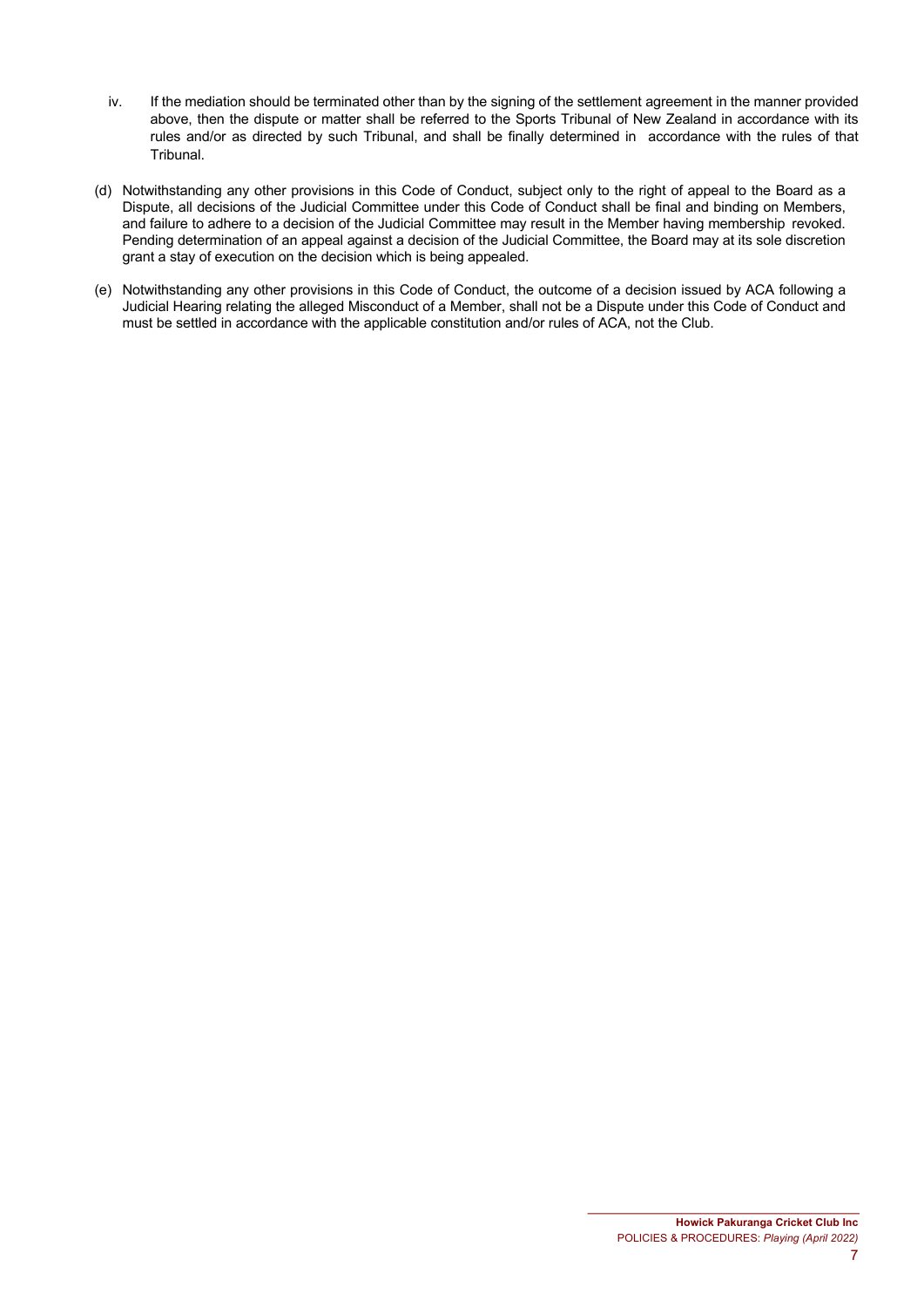iv. If the mediation should be terminated other than by the signing of the settlement agreement in the manner provided above, then the dispute or matter shall be referred to the Sports Tribunal of New Zealand in accordance with its rules and/or as directed by such Tribunal, and shall be finally determined in accordance with the rules of that Tribunal.

(d) Notwithstanding any other provisions in this Code of Conduct, subject only to the right of appeal to the Board as a Dispute, all decisions of the Judicial Committee under this Code of Conduct shall be final and binding on Members, and failure to adhere to a decision of the Judicial Committee may result in the Member having membership revoked. Pending determination of an appeal against a decision of the Judicial Committee, the Board may at its sole discretion grant a stay of execution on the decision which is being appealed.

(e) Notwithstanding any other provisions in this Code of Conduct, the outcome of a decision issued by ACA following a Judicial Hearing relating the alleged Misconduct of a Member, shall not be a Dispute under this Code of Conduct and must be settled in accordance with the applicable constitution and/or rules of ACA, not the Club.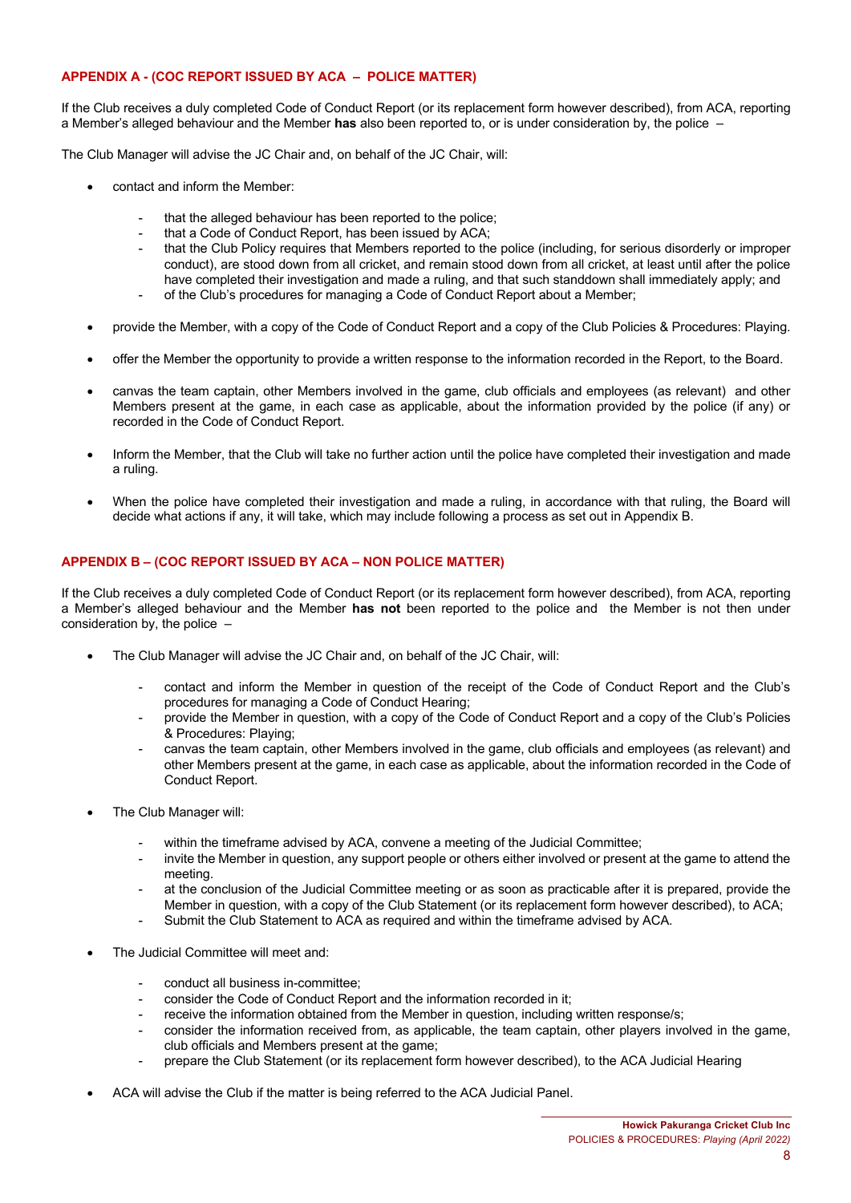## APPENDIX A - (COC REPORT ISSUED BY ACA – POLICE MATTER)

If the Club receives a duly completed Code of Conduct Report (or its replacement form however described), from ACA, reporting a Member's alleged behaviour and the Member **has** also been reported to, or is under consideration by, the police –

The Club Manager will advise the JC Chair and, on behalf of the JC Chair, will:

- contact and inform the Member:
  - that the alleged behaviour has been reported to the police;
  - that a Code of Conduct Report, has been issued by ACA;
  - that the Club Policy requires that Members reported to the police (including, for serious disorderly or improper conduct), are stood down from all cricket, and remain stood down from all cricket, at least until after the police have completed their investigation and made a ruling, and that such standdown shall immediately apply; and
  - of the Club's procedures for managing a Code of Conduct Report about a Member;
- provide the Member, with a copy of the Code of Conduct Report and a copy of the Club Policies & Procedures: Playing.
- offer the Member the opportunity to provide a written response to the information recorded in the Report, to the Board.
- canvas the team captain, other Members involved in the game, club officials and employees (as relevant) and other Members present at the game, in each case as applicable, about the information provided by the police (if any) or recorded in the Code of Conduct Report.
- Inform the Member, that the Club will take no further action until the police have completed their investigation and made a ruling.
- When the police have completed their investigation and made a ruling, in accordance with that ruling, the Board will decide what actions if any, it will take, which may include following a process as set out in Appendix B.

## APPENDIX B – (COC REPORT ISSUED BY ACA – NON POLICE MATTER)

If the Club receives a duly completed Code of Conduct Report (or its replacement form however described), from ACA, reporting a Member's alleged behaviour and the Member **has not** been reported to the police and the Member is not then under consideration by, the police –

- The Club Manager will advise the JC Chair and, on behalf of the JC Chair, will:
  - contact and inform the Member in question of the receipt of the Code of Conduct Report and the Club's procedures for managing a Code of Conduct Hearing;
  - provide the Member in question, with a copy of the Code of Conduct Report and a copy of the Club's Policies & Procedures: Playing;
  - canvas the team captain, other Members involved in the game, club officials and employees (as relevant) and other Members present at the game, in each case as applicable, about the information recorded in the Code of Conduct Report.
- The Club Manager will:
  - within the timeframe advised by ACA, convene a meeting of the Judicial Committee;
  - invite the Member in question, any support people or others either involved or present at the game to attend the meeting.
  - at the conclusion of the Judicial Committee meeting or as soon as practicable after it is prepared, provide the Member in question, with a copy of the Club Statement (or its replacement form however described), to ACA;
  - Submit the Club Statement to ACA as required and within the timeframe advised by ACA.
- The Judicial Committee will meet and:
  - conduct all business in-committee;
  - consider the Code of Conduct Report and the information recorded in it;
  - receive the information obtained from the Member in question, including written response/s;
  - consider the information received from, as applicable, the team captain, other players involved in the game, club officials and Members present at the game;
  - prepare the Club Statement (or its replacement form however described), to the ACA Judicial Hearing
- ACA will advise the Club if the matter is being referred to the ACA Judicial Panel.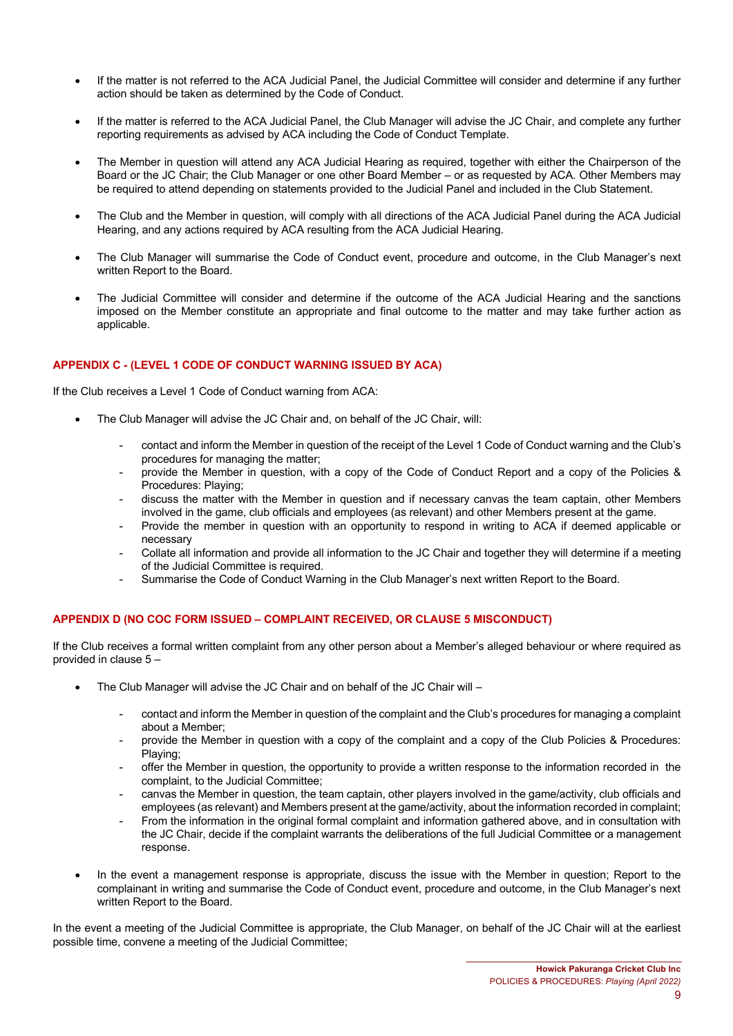- If the matter is not referred to the ACA Judicial Panel, the Judicial Committee will consider and determine if any further action should be taken as determined by the Code of Conduct.

- If the matter is referred to the ACA Judicial Panel, the Club Manager will advise the JC Chair, and complete any further reporting requirements as advised by ACA including the Code of Conduct Template.

- The Member in question will attend any ACA Judicial Hearing as required, together with either the Chairperson of the Board or the JC Chair; the Club Manager or one other Board Member – or as requested by ACA. Other Members may be required to attend depending on statements provided to the Judicial Panel and included in the Club Statement.

- The Club and the Member in question, will comply with all directions of the ACA Judicial Panel during the ACA Judicial Hearing, and any actions required by ACA resulting from the ACA Judicial Hearing.

- The Club Manager will summarise the Code of Conduct event, procedure and outcome, in the Club Manager's next written Report to the Board.

- The Judicial Committee will consider and determine if the outcome of the ACA Judicial Hearing and the sanctions imposed on the Member constitute an appropriate and final outcome to the matter and may take further action as applicable.

**APPENDIX C - (LEVEL 1 CODE OF CONDUCT WARNING ISSUED BY ACA)**

If the Club receives a Level 1 Code of Conduct warning from ACA:

- The Club Manager will advise the JC Chair and, on behalf of the JC Chair, will:
    - contact and inform the Member in question of the receipt of the Level 1 Code of Conduct warning and the Club's procedures for managing the matter;
    - provide the Member in question, with a copy of the Code of Conduct Report and a copy of the Policies & Procedures: Playing;
    - discuss the matter with the Member in question and if necessary canvas the team captain, other Members involved in the game, club officials and employees (as relevant) and other Members present at the game.
    - Provide the member in question with an opportunity to respond in writing to ACA if deemed applicable or necessary
    - Collate all information and provide all information to the JC Chair and together they will determine if a meeting of the Judicial Committee is required.
    - Summarise the Code of Conduct Warning in the Club Manager's next written Report to the Board.

**APPENDIX D (NO COC FORM ISSUED – COMPLAINT RECEIVED, OR CLAUSE 5 MISCONDUCT)**

If the Club receives a formal written complaint from any other person about a Member's alleged behaviour or where required as provided in clause 5 –

- The Club Manager will advise the JC Chair and on behalf of the JC Chair will –
    - contact and inform the Member in question of the complaint and the Club's procedures for managing a complaint about a Member;
    - provide the Member in question with a copy of the complaint and a copy of the Club Policies & Procedures: Playing;
    - offer the Member in question, the opportunity to provide a written response to the information recorded in the complaint, to the Judicial Committee;
    - canvas the Member in question, the team captain, other players involved in the game/activity, club officials and employees (as relevant) and Members present at the game/activity, about the information recorded in complaint;
    - From the information in the original formal complaint and information gathered above, and in consultation with the JC Chair, decide if the complaint warrants the deliberations of the full Judicial Committee or a management response.

- In the event a management response is appropriate, discuss the issue with the Member in question; Report to the complainant in writing and summarise the Code of Conduct event, procedure and outcome, in the Club Manager's next written Report to the Board.

In the event a meeting of the Judicial Committee is appropriate, the Club Manager, on behalf of the JC Chair will at the earliest possible time, convene a meeting of the Judicial Committee;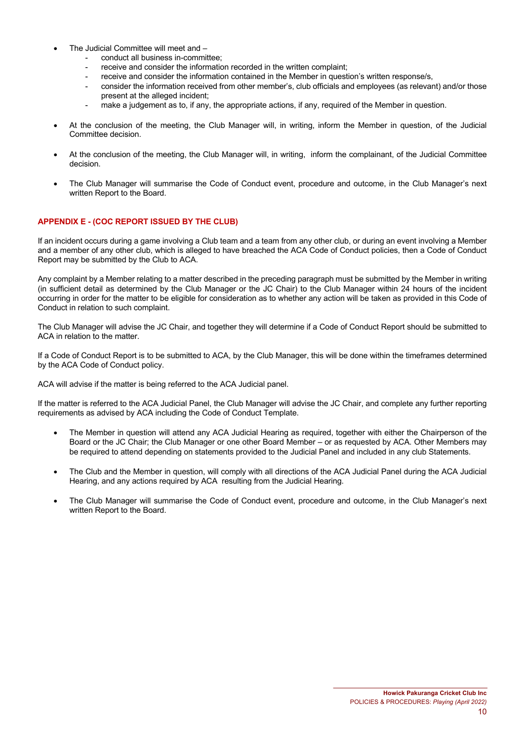- The Judicial Committee will meet and –
  - conduct all business in-committee;
  - receive and consider the information recorded in the written complaint;
  - receive and consider the information contained in the Member in question's written response/s,
  - consider the information received from other member's, club officials and employees (as relevant) and/or those present at the alleged incident;
  - make a judgement as to, if any, the appropriate actions, if any, required of the Member in question.

- At the conclusion of the meeting, the Club Manager will, in writing, inform the Member in question, of the Judicial Committee decision.

- At the conclusion of the meeting, the Club Manager will, in writing, inform the complainant, of the Judicial Committee decision.

- The Club Manager will summarise the Code of Conduct event, procedure and outcome, in the Club Manager's next written Report to the Board.

## APPENDIX E - (COC REPORT ISSUED BY THE CLUB)

If an incident occurs during a game involving a Club team and a team from any other club, or during an event involving a Member and a member of any other club, which is alleged to have breached the ACA Code of Conduct policies, then a Code of Conduct Report may be submitted by the Club to ACA.

Any complaint by a Member relating to a matter described in the preceding paragraph must be submitted by the Member in writing (in sufficient detail as determined by the Club Manager or the JC Chair) to the Club Manager within 24 hours of the incident occurring in order for the matter to be eligible for consideration as to whether any action will be taken as provided in this Code of Conduct in relation to such complaint.

The Club Manager will advise the JC Chair, and together they will determine if a Code of Conduct Report should be submitted to ACA in relation to the matter.

If a Code of Conduct Report is to be submitted to ACA, by the Club Manager, this will be done within the timeframes determined by the ACA Code of Conduct policy.

ACA will advise if the matter is being referred to the ACA Judicial panel.

If the matter is referred to the ACA Judicial Panel, the Club Manager will advise the JC Chair, and complete any further reporting requirements as advised by ACA including the Code of Conduct Template.

- The Member in question will attend any ACA Judicial Hearing as required, together with either the Chairperson of the Board or the JC Chair; the Club Manager or one other Board Member – or as requested by ACA. Other Members may be required to attend depending on statements provided to the Judicial Panel and included in any club Statements.

- The Club and the Member in question, will comply with all directions of the ACA Judicial Panel during the ACA Judicial Hearing, and any actions required by ACA resulting from the Judicial Hearing.

- The Club Manager will summarise the Code of Conduct event, procedure and outcome, in the Club Manager's next written Report to the Board.